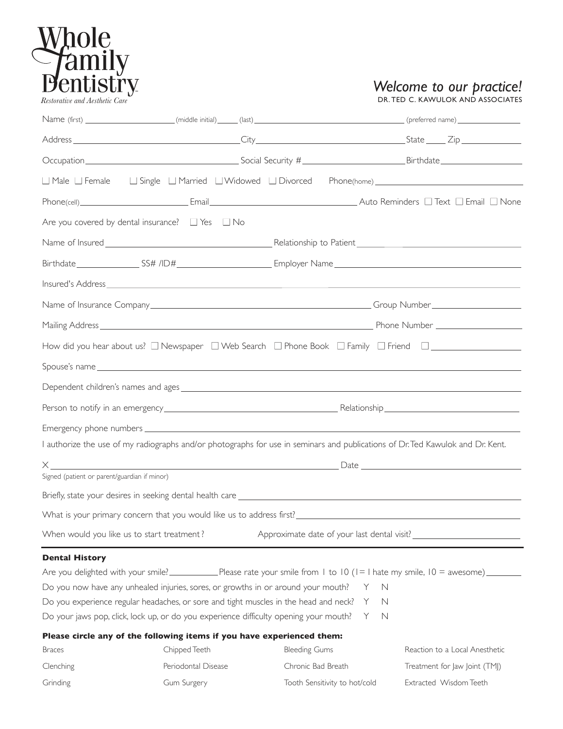# Whole Family Dentistry

*Restorative and Aesthetic Care*

*Welcome to our practice!*

DR. TED C. KAWULOK AND ASSOCIATES

Name (first) ____________________ (middle initial) _____ (last) ______________________________ (preferred name) ______________

Address ______________________________ City ______________________________ State _____ Zip ____________

Occupation ______________________________ Social Security # ____________________ Birthdate ________________

☐ Male ☐ Female ☐ Single ☐ Married ☐ Widowed ☐ Divorced Phone(home) ______________________________

Phone(cell) ______________________ Email ______________________________ Auto Reminders ☐ Text ☐ Email ☐ None

Are you covered by dental insurance? ☐ Yes ☐ No

Name of Insured ______________________________ Relationship to Patient ______________________________

Birthdate ____________ SS# /ID# __________________ Employer Name ______________________________

Insured's Address ____________________________________________________________

Name of Insurance Company ______________________________________ Group Number __________________

Mailing Address ______________________________________________ Phone Number __________________

How did you hear about us? ☐ Newspaper ☐ Web Search ☐ Phone Book ☐ Family ☐ Friend ☐ __________________

Spouse's name ____________________________________________________________

Dependent children's names and ages ____________________________________________________________

Person to notify in an emergency ______________________________ Relationship ______________________________

Emergency phone numbers ____________________________________________________________

I authorize the use of my radiographs and/or photographs for use in seminars and publications of Dr. Ted Kawulok and Dr. Kent.

X ______________________________________________ Date ______________________________

Signed (patient or parent/guardian if minor)

Briefly, state your desires in seeking dental health care ______________________________________________

What is your primary concern that you would like us to address first? ______________________________________________

When would you like us to start treatment? Approximate date of your last dental visit? ______________________

## Dental History

Are you delighted with your smile? __________ Please rate your smile from 1 to 10 (1= I hate my smile, 10 = awesome) ________

Do you now have any unhealed injuries, sores, or growths in or around your mouth? Y N

Do you experience regular headaches, or sore and tight muscles in the head and neck? Y N

Do your jaws pop, click, lock up, or do you experience difficulty opening your mouth? Y N

**Please circle any of the following items if you have experienced them:**

| | | | |
|---|---|---|---|
| Braces | Chipped Teeth | Bleeding Gums | Reaction to a Local Anesthetic |
| Clenching | Periodontal Disease | Chronic Bad Breath | Treatment for Jaw Joint (TMJ) |
| Grinding | Gum Surgery | Tooth Sensitivity to hot/cold | Extracted Wisdom Teeth |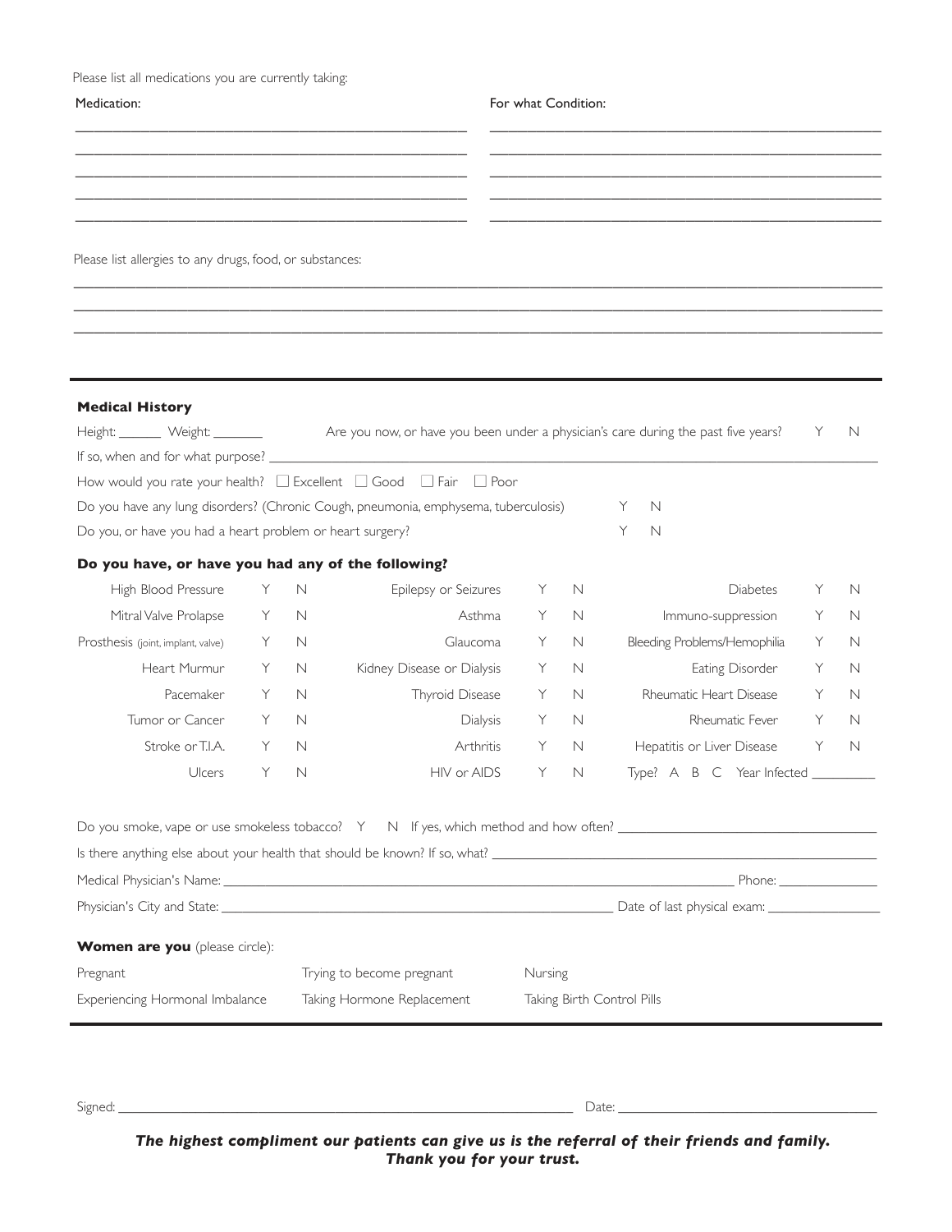Please list all medications you are currently taking:

| Medication: | For what Condition: |
|---|---|
| ______________________________ | ______________________________ |
| ______________________________ | ______________________________ |
| ______________________________ | ______________________________ |
| ______________________________ | ______________________________ |
| ______________________________ | ______________________________ |

Please list allergies to any drugs, food, or substances:

________________________________________________________________

________________________________________________________________

________________________________________________________________

## Medical History

Height: ______ Weight: _______ Are you now, or have you been under a physician's care during the past five years? Y N

If so, when and for what purpose? ________________________________________________

How would you rate your health? ☐ Excellent ☐ Good ☐ Fair ☐ Poor

Do you have any lung disorders? (Chronic Cough, pneumonia, emphysema, tuberculosis) Y N

Do you, or have you had a heart problem or heart surgery? Y N

### Do you have, or have you had any of the following?

| | | | | | | | | |
|---|---|---|---|---|---|---|---|---|
| High Blood Pressure | Y | N | Epilepsy or Seizures | Y | N | Diabetes | Y | N |
| Mitral Valve Prolapse | Y | N | Asthma | Y | N | Immuno-suppression | Y | N |
| Prosthesis (joint, implant, valve) | Y | N | Glaucoma | Y | N | Bleeding Problems/Hemophilia | Y | N |
| Heart Murmur | Y | N | Kidney Disease or Dialysis | Y | N | Eating Disorder | Y | N |
| Pacemaker | Y | N | Thyroid Disease | Y | N | Rheumatic Heart Disease | Y | N |
| Tumor or Cancer | Y | N | Dialysis | Y | N | Rheumatic Fever | Y | N |
| Stroke or T.I.A. | Y | N | Arthritis | Y | N | Hepatitis or Liver Disease | Y | N |
| Ulcers | Y | N | HIV or AIDS | Y | N | Type? A B C Year Infected _________ | | |

Do you smoke, vape or use smokeless tobacco? Y N If yes, which method and how often? ______________________

Is there anything else about your health that should be known? If so, what? ______________________

Medical Physician's Name: ______________________________________ Phone: ______________

Physician's City and State: ______________________________ Date of last physical exam: ________________

**Women are you** (please circle):

| | | |
|---|---|---|
| Pregnant | Trying to become pregnant | Nursing |
| Experiencing Hormonal Imbalance | Taking Hormone Replacement | Taking Birth Control Pills |

Signed: ____________________________________________ Date: ______________________

***The highest compliment our patients can give us is the referral of their friends and family. Thank you for your trust.***